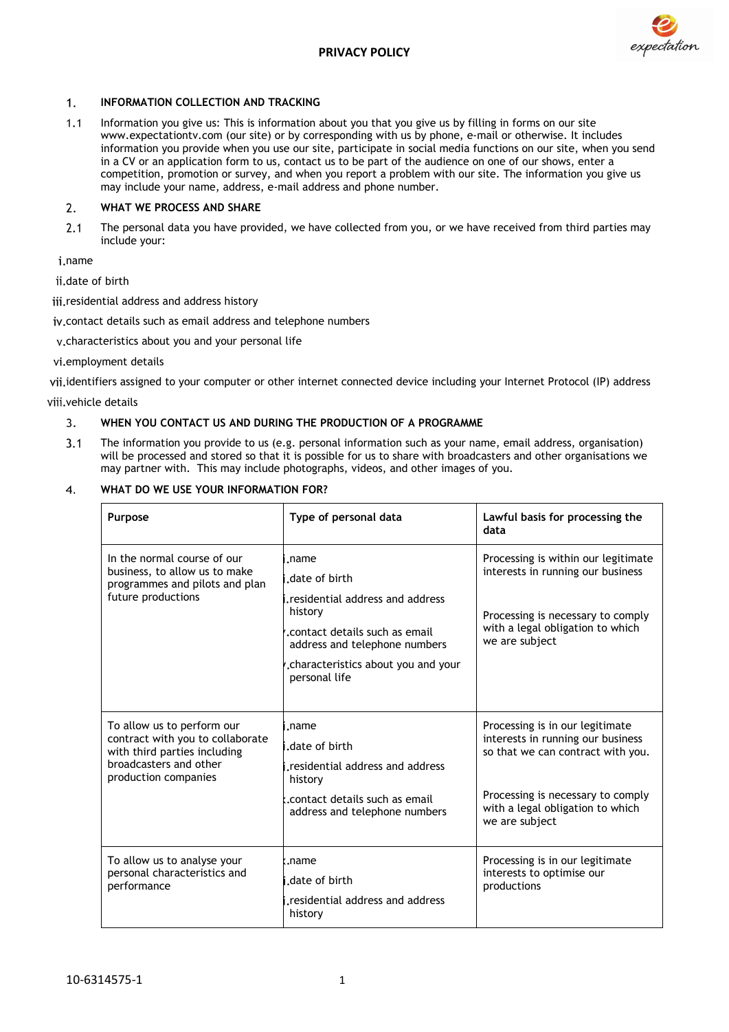# PRIVACY POLICY

## 1. INFORMATION COLLECTION AND TRACKING

1.1 Information you give us: This is information about you that you give us by filling in forms on our site www.expectationtv.com (our site) or by corresponding with us by phone, e-mail or otherwise. It includes information you provide when you use our site, participate in social media functions on our site, when you send in a CV or an application form to us, contact us to be part of the audience on one of our shows, enter a competition, promotion or survey, and when you report a problem with our site. The information you give us may include your name, address, e-mail address and phone number.

## 2. WHAT WE PROCESS AND SHARE

2.1 The personal data you have provided, we have collected from you, or we have received from third parties may include your:

i. name

ii. date of birth

iii. residential address and address history

iv. contact details such as email address and telephone numbers

v. characteristics about you and your personal life

vi. employment details

vii. identifiers assigned to your computer or other internet connected device including your Internet Protocol (IP) address

viii. vehicle details

## 3. WHEN YOU CONTACT US AND DURING THE PRODUCTION OF A PROGRAMME

3.1 The information you provide to us (e.g. personal information such as your name, email address, organisation) will be processed and stored so that it is possible for us to share with broadcasters and other organisations we may partner with. This may include photographs, videos, and other images of you.

## 4. WHAT DO WE USE YOUR INFORMATION FOR?

| Purpose | Type of personal data | Lawful basis for processing the data |
|---|---|---|
| In the normal course of our business, to allow us to make programmes and pilots and plan future productions | i. name<br>ii. date of birth<br>iii. residential address and address history<br>iv. contact details such as email address and telephone numbers<br>v. characteristics about you and your personal life | Processing is within our legitimate interests in running our business<br><br>Processing is necessary to comply with a legal obligation to which we are subject |
| To allow us to perform our contract with you to collaborate with third parties including broadcasters and other production companies | i. name<br>ii. date of birth<br>iii. residential address and address history<br>iv. contact details such as email address and telephone numbers | Processing is in our legitimate interests in running our business so that we can contract with you.<br><br>Processing is necessary to comply with a legal obligation to which we are subject |
| To allow us to analyse your personal characteristics and performance | i. name<br>ii. date of birth<br>iii. residential address and address history | Processing is in our legitimate interests to optimise our productions |

10-6314575-1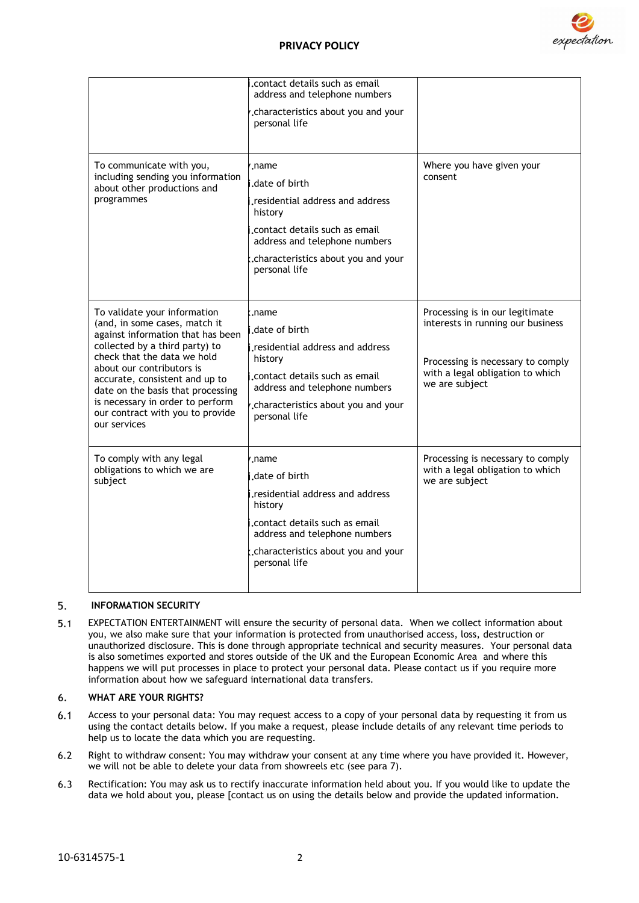| | | |
|---|---|---|
| | contact details such as email address and telephone numbers<br>characteristics about you and your personal life | |
| To communicate with you, including sending you information about other productions and programmes | name<br>date of birth<br>residential address and address history<br>contact details such as email address and telephone numbers<br>characteristics about you and your personal life | Where you have given your consent |
| To validate your information (and, in some cases, match it against information that has been collected by a third party) to check that the data we hold about our contributors is accurate, consistent and up to date on the basis that processing is necessary in order to perform our contract with you to provide our services | name<br>date of birth<br>residential address and address history<br>contact details such as email address and telephone numbers<br>characteristics about you and your personal life | Processing is in our legitimate interests in running our business<br><br>Processing is necessary to comply with a legal obligation to which we are subject |
| To comply with any legal obligations to which we are subject | name<br>date of birth<br>residential address and address history<br>contact details such as email address and telephone numbers<br>characteristics about you and your personal life | Processing is necessary to comply with a legal obligation to which we are subject |

## 5. INFORMATION SECURITY

5.1 EXPECTATION ENTERTAINMENT will ensure the security of personal data. When we collect information about you, we also make sure that your information is protected from unauthorised access, loss, destruction or unauthorized disclosure. This is done through appropriate technical and security measures. Your personal data is also sometimes exported and stores outside of the UK and the European Economic Area and where this happens we will put processes in place to protect your personal data. Please contact us if you require more information about how we safeguard international data transfers.

## 6. WHAT ARE YOUR RIGHTS?

6.1 Access to your personal data: You may request access to a copy of your personal data by requesting it from us using the contact details below. If you make a request, please include details of any relevant time periods to help us to locate the data which you are requesting.

6.2 Right to withdraw consent: You may withdraw your consent at any time where you have provided it. However, we will not be able to delete your data from showreels etc (see para 7).

6.3 Rectification: You may ask us to rectify inaccurate information held about you. If you would like to update the data we hold about you, please [contact us on using the details below and provide the updated information.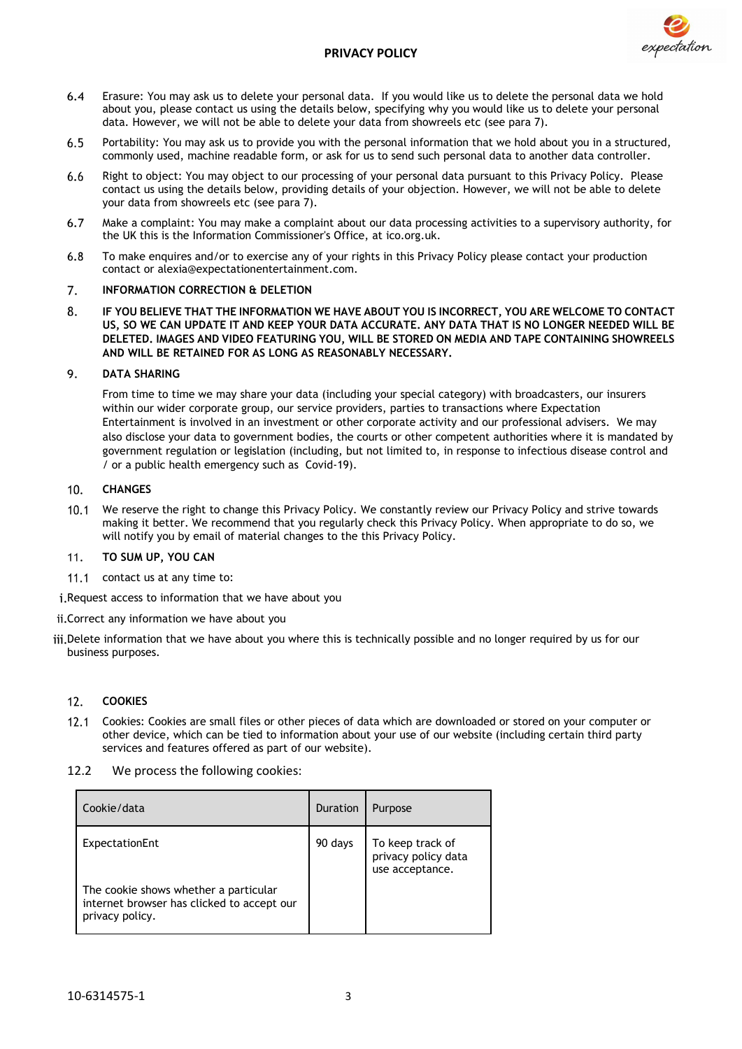6.4 Erasure: You may ask us to delete your personal data. If you would like us to delete the personal data we hold about you, please contact us using the details below, specifying why you would like us to delete your personal data. However, we will not be able to delete your data from showreels etc (see para 7).

6.5 Portability: You may ask us to provide you with the personal information that we hold about you in a structured, commonly used, machine readable form, or ask for us to send such personal data to another data controller.

6.6 Right to object: You may object to our processing of your personal data pursuant to this Privacy Policy. Please contact us using the details below, providing details of your objection. However, we will not be able to delete your data from showreels etc (see para 7).

6.7 Make a complaint: You may make a complaint about our data processing activities to a supervisory authority, for the UK this is the Information Commissioner's Office, at ico.org.uk.

6.8 To make enquires and/or to exercise any of your rights in this Privacy Policy please contact your production contact or alexia@expectationentertainment.com.

## 7. INFORMATION CORRECTION & DELETION

8. **IF YOU BELIEVE THAT THE INFORMATION WE HAVE ABOUT YOU IS INCORRECT, YOU ARE WELCOME TO CONTACT US, SO WE CAN UPDATE IT AND KEEP YOUR DATA ACCURATE. ANY DATA THAT IS NO LONGER NEEDED WILL BE DELETED. IMAGES AND VIDEO FEATURING YOU, WILL BE STORED ON MEDIA AND TAPE CONTAINING SHOWREELS AND WILL BE RETAINED FOR AS LONG AS REASONABLY NECESSARY.**

## 9. DATA SHARING

From time to time we may share your data (including your special category) with broadcasters, our insurers within our wider corporate group, our service providers, parties to transactions where Expectation Entertainment is involved in an investment or other corporate activity and our professional advisers. We may also disclose your data to government bodies, the courts or other competent authorities where it is mandated by government regulation or legislation (including, but not limited to, in response to infectious disease control and / or a public health emergency such as Covid-19).

## 10. CHANGES

10.1 We reserve the right to change this Privacy Policy. We constantly review our Privacy Policy and strive towards making it better. We recommend that you regularly check this Privacy Policy. When appropriate to do so, we will notify you by email of material changes to the this Privacy Policy.

## 11. TO SUM UP, YOU CAN

11.1 contact us at any time to:

i. Request access to information that we have about you

ii. Correct any information we have about you

iii. Delete information that we have about you where this is technically possible and no longer required by us for our business purposes.

## 12. COOKIES

12.1 Cookies: Cookies are small files or other pieces of data which are downloaded or stored on your computer or other device, which can be tied to information about your use of our website (including certain third party services and features offered as part of our website).

12.2 We process the following cookies:

| Cookie/data | Duration | Purpose |
|---|---|---|
| ExpectationEnt<br><br>The cookie shows whether a particular internet browser has clicked to accept our privacy policy. | 90 days | To keep track of privacy policy data use acceptance. |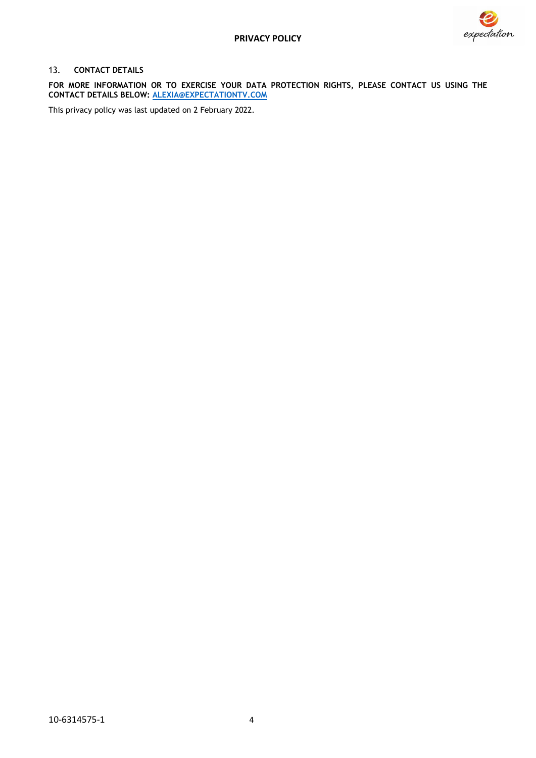## 13. CONTACT DETAILS

**FOR MORE INFORMATION OR TO EXERCISE YOUR DATA PROTECTION RIGHTS, PLEASE CONTACT US USING THE CONTACT DETAILS BELOW: ALEXIA@EXPECTATIONTV.COM**

This privacy policy was last updated on 2 February 2022.